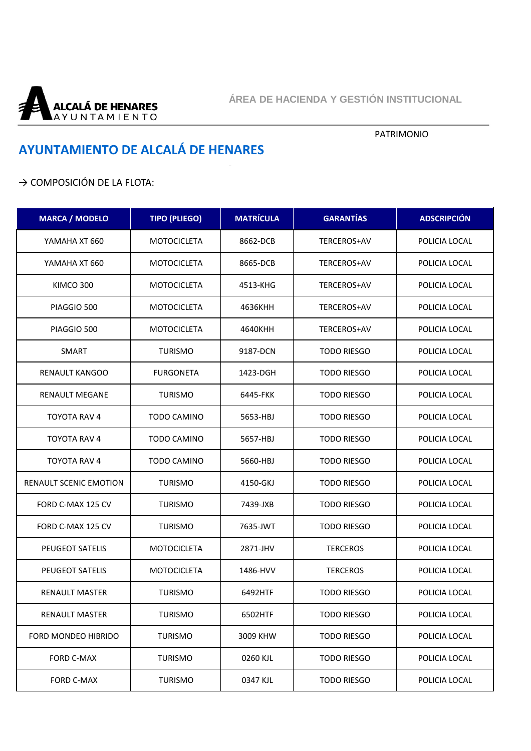ALCALÁ DE HENARES
AYUNTAMIENTO

ÁREA DE HACIENDA Y GESTIÓN INSTITUCIONAL

PATRIMONIO

## AYUNTAMIENTO DE ALCALÁ DE HENARES

→ COMPOSICIÓN DE LA FLOTA:

| MARCA / MODELO | TIPO (PLIEGO) | MATRÍCULA | GARANTÍAS | ADSCRIPCIÓN |
| --- | --- | --- | --- | --- |
| YAMAHA XT 660 | MOTOCICLETA | 8662-DCB | TERCEROS+AV | POLICIA LOCAL |
| YAMAHA XT 660 | MOTOCICLETA | 8665-DCB | TERCEROS+AV | POLICIA LOCAL |
| KIMCO 300 | MOTOCICLETA | 4513-KHG | TERCEROS+AV | POLICIA LOCAL |
| PIAGGIO 500 | MOTOCICLETA | 4636KHH | TERCEROS+AV | POLICIA LOCAL |
| PIAGGIO 500 | MOTOCICLETA | 4640KHH | TERCEROS+AV | POLICIA LOCAL |
| SMART | TURISMO | 9187-DCN | TODO RIESGO | POLICIA LOCAL |
| RENAULT KANGOO | FURGONETA | 1423-DGH | TODO RIESGO | POLICIA LOCAL |
| RENAULT MEGANE | TURISMO | 6445-FKK | TODO RIESGO | POLICIA LOCAL |
| TOYOTA RAV 4 | TODO CAMINO | 5653-HBJ | TODO RIESGO | POLICIA LOCAL |
| TOYOTA RAV 4 | TODO CAMINO | 5657-HBJ | TODO RIESGO | POLICIA LOCAL |
| TOYOTA RAV 4 | TODO CAMINO | 5660-HBJ | TODO RIESGO | POLICIA LOCAL |
| RENAULT SCENIC EMOTION | TURISMO | 4150-GKJ | TODO RIESGO | POLICIA LOCAL |
| FORD C-MAX 125 CV | TURISMO | 7439-JXB | TODO RIESGO | POLICIA LOCAL |
| FORD C-MAX 125 CV | TURISMO | 7635-JWT | TODO RIESGO | POLICIA LOCAL |
| PEUGEOT SATELIS | MOTOCICLETA | 2871-JHV | TERCEROS | POLICIA LOCAL |
| PEUGEOT SATELIS | MOTOCICLETA | 1486-HVV | TERCEROS | POLICIA LOCAL |
| RENAULT MASTER | TURISMO | 6492HTF | TODO RIESGO | POLICIA LOCAL |
| RENAULT MASTER | TURISMO | 6502HTF | TODO RIESGO | POLICIA LOCAL |
| FORD MONDEO HIBRIDO | TURISMO | 3009 KHW | TODO RIESGO | POLICIA LOCAL |
| FORD C-MAX | TURISMO | 0260 KJL | TODO RIESGO | POLICIA LOCAL |
| FORD C-MAX | TURISMO | 0347 KJL | TODO RIESGO | POLICIA LOCAL |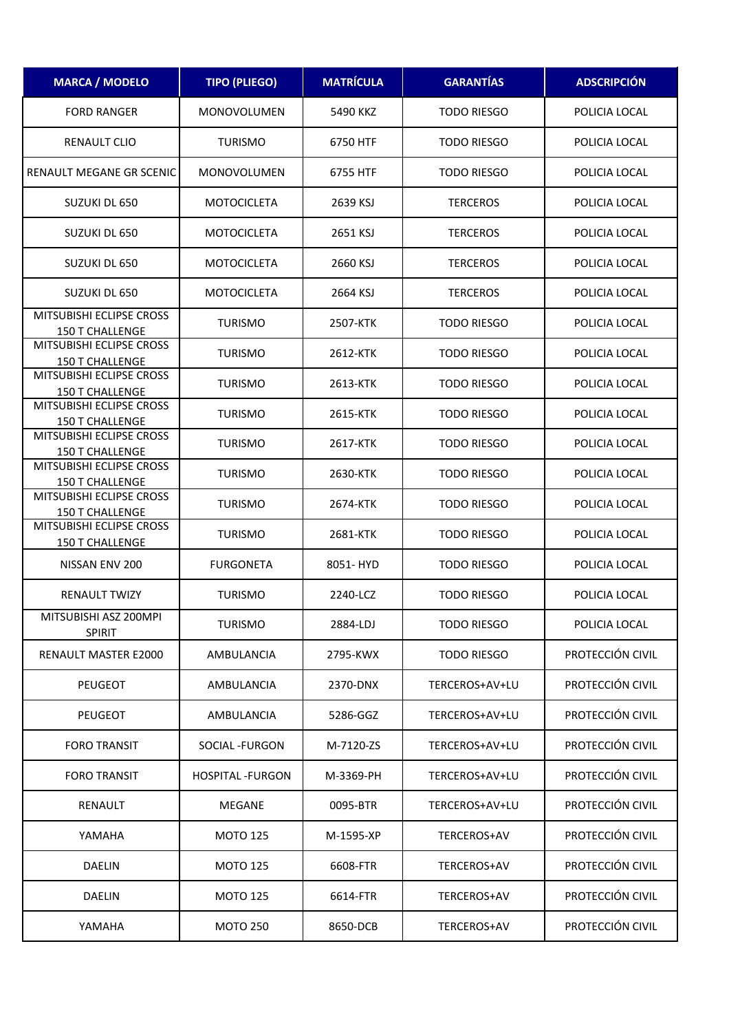| MARCA / MODELO | TIPO (PLIEGO) | MATRÍCULA | GARANTÍAS | ADSCRIPCIÓN |
|---|---|---|---|---|
| FORD RANGER | MONOVOLUMEN | 5490 KKZ | TODO RIESGO | POLICIA LOCAL |
| RENAULT CLIO | TURISMO | 6750 HTF | TODO RIESGO | POLICIA LOCAL |
| RENAULT MEGANE GR SCENIC | MONOVOLUMEN | 6755 HTF | TODO RIESGO | POLICIA LOCAL |
| SUZUKI DL 650 | MOTOCICLETA | 2639 KSJ | TERCEROS | POLICIA LOCAL |
| SUZUKI DL 650 | MOTOCICLETA | 2651 KSJ | TERCEROS | POLICIA LOCAL |
| SUZUKI DL 650 | MOTOCICLETA | 2660 KSJ | TERCEROS | POLICIA LOCAL |
| SUZUKI DL 650 | MOTOCICLETA | 2664 KSJ | TERCEROS | POLICIA LOCAL |
| MITSUBISHI ECLIPSE CROSS 150 T CHALLENGE | TURISMO | 2507-KTK | TODO RIESGO | POLICIA LOCAL |
| MITSUBISHI ECLIPSE CROSS 150 T CHALLENGE | TURISMO | 2612-KTK | TODO RIESGO | POLICIA LOCAL |
| MITSUBISHI ECLIPSE CROSS 150 T CHALLENGE | TURISMO | 2613-KTK | TODO RIESGO | POLICIA LOCAL |
| MITSUBISHI ECLIPSE CROSS 150 T CHALLENGE | TURISMO | 2615-KTK | TODO RIESGO | POLICIA LOCAL |
| MITSUBISHI ECLIPSE CROSS 150 T CHALLENGE | TURISMO | 2617-KTK | TODO RIESGO | POLICIA LOCAL |
| MITSUBISHI ECLIPSE CROSS 150 T CHALLENGE | TURISMO | 2630-KTK | TODO RIESGO | POLICIA LOCAL |
| MITSUBISHI ECLIPSE CROSS 150 T CHALLENGE | TURISMO | 2674-KTK | TODO RIESGO | POLICIA LOCAL |
| MITSUBISHI ECLIPSE CROSS 150 T CHALLENGE | TURISMO | 2681-KTK | TODO RIESGO | POLICIA LOCAL |
| NISSAN ENV 200 | FURGONETA | 8051- HYD | TODO RIESGO | POLICIA LOCAL |
| RENAULT TWIZY | TURISMO | 2240-LCZ | TODO RIESGO | POLICIA LOCAL |
| MITSUBISHI ASZ 200MPI SPIRIT | TURISMO | 2884-LDJ | TODO RIESGO | POLICIA LOCAL |
| RENAULT MASTER E2000 | AMBULANCIA | 2795-KWX | TODO RIESGO | PROTECCIÓN CIVIL |
| PEUGEOT | AMBULANCIA | 2370-DNX | TERCEROS+AV+LU | PROTECCIÓN CIVIL |
| PEUGEOT | AMBULANCIA | 5286-GGZ | TERCEROS+AV+LU | PROTECCIÓN CIVIL |
| FORO TRANSIT | SOCIAL -FURGON | M-7120-ZS | TERCEROS+AV+LU | PROTECCIÓN CIVIL |
| FORO TRANSIT | HOSPITAL -FURGON | M-3369-PH | TERCEROS+AV+LU | PROTECCIÓN CIVIL |
| RENAULT | MEGANE | 0095-BTR | TERCEROS+AV+LU | PROTECCIÓN CIVIL |
| YAMAHA | MOTO 125 | M-1595-XP | TERCEROS+AV | PROTECCIÓN CIVIL |
| DAELIN | MOTO 125 | 6608-FTR | TERCEROS+AV | PROTECCIÓN CIVIL |
| DAELIN | MOTO 125 | 6614-FTR | TERCEROS+AV | PROTECCIÓN CIVIL |
| YAMAHA | MOTO 250 | 8650-DCB | TERCEROS+AV | PROTECCIÓN CIVIL |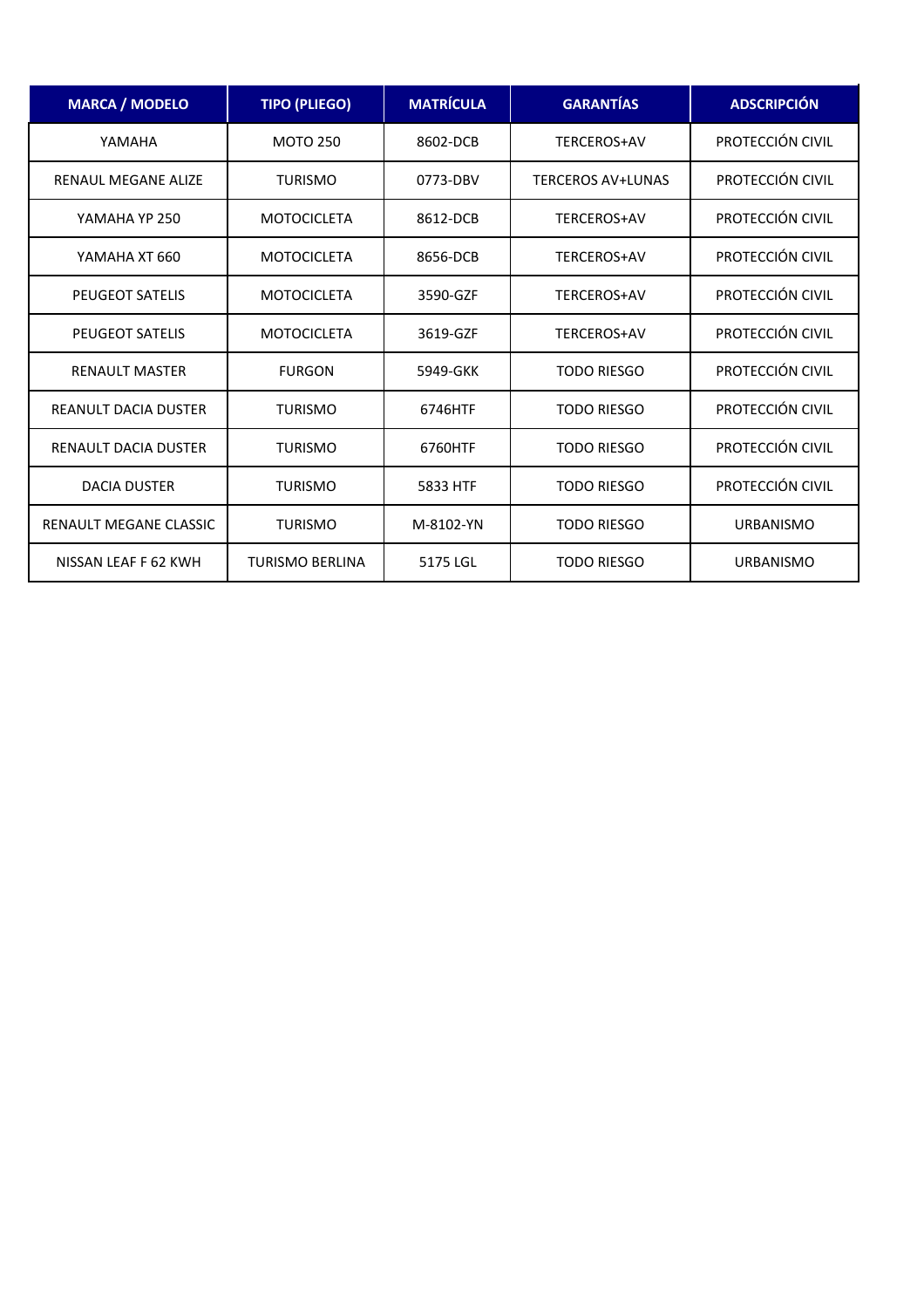| MARCA / MODELO | TIPO (PLIEGO) | MATRÍCULA | GARANTÍAS | ADSCRIPCIÓN |
|---|---|---|---|---|
| YAMAHA | MOTO 250 | 8602-DCB | TERCEROS+AV | PROTECCIÓN CIVIL |
| RENAUL MEGANE ALIZE | TURISMO | 0773-DBV | TERCEROS AV+LUNAS | PROTECCIÓN CIVIL |
| YAMAHA YP 250 | MOTOCICLETA | 8612-DCB | TERCEROS+AV | PROTECCIÓN CIVIL |
| YAMAHA XT 660 | MOTOCICLETA | 8656-DCB | TERCEROS+AV | PROTECCIÓN CIVIL |
| PEUGEOT SATELIS | MOTOCICLETA | 3590-GZF | TERCEROS+AV | PROTECCIÓN CIVIL |
| PEUGEOT SATELIS | MOTOCICLETA | 3619-GZF | TERCEROS+AV | PROTECCIÓN CIVIL |
| RENAULT MASTER | FURGON | 5949-GKK | TODO RIESGO | PROTECCIÓN CIVIL |
| REANULT DACIA DUSTER | TURISMO | 6746HTF | TODO RIESGO | PROTECCIÓN CIVIL |
| RENAULT DACIA DUSTER | TURISMO | 6760HTF | TODO RIESGO | PROTECCIÓN CIVIL |
| DACIA DUSTER | TURISMO | 5833 HTF | TODO RIESGO | PROTECCIÓN CIVIL |
| RENAULT MEGANE CLASSIC | TURISMO | M-8102-YN | TODO RIESGO | URBANISMO |
| NISSAN LEAF F 62 KWH | TURISMO BERLINA | 5175 LGL | TODO RIESGO | URBANISMO |